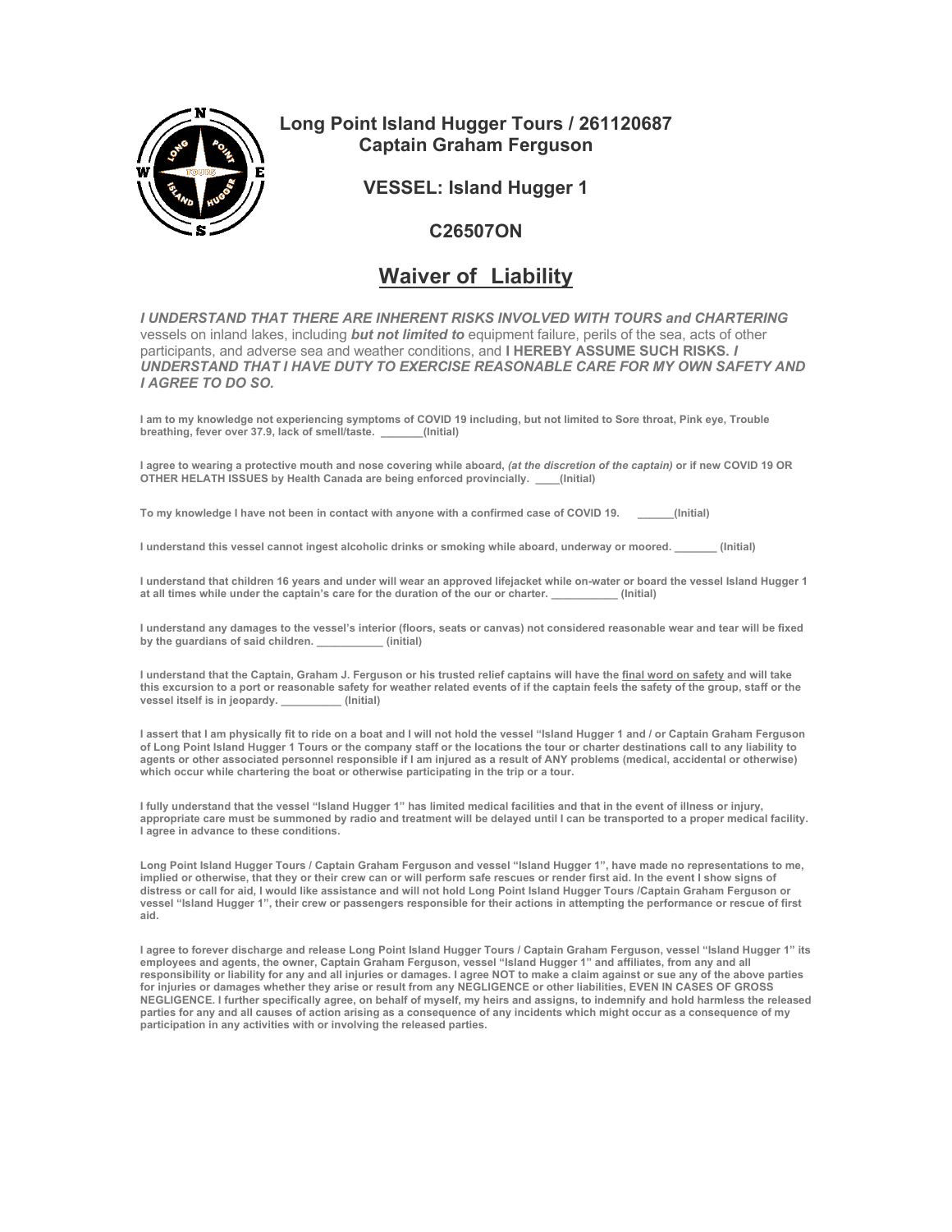**Long Point Island Hugger Tours / 261120687**
**Captain Graham Ferguson**

**VESSEL: Island Hugger 1**

**C26507ON**

# Waiver of Liability

***I UNDERSTAND THAT THERE ARE INHERENT RISKS INVOLVED WITH TOURS and CHARTERING*** vessels on inland lakes, including ***but not limited to*** equipment failure, perils of the sea, acts of other participants, and adverse sea and weather conditions, and **I HEREBY ASSUME SUCH RISKS.** ***I UNDERSTAND THAT I HAVE DUTY TO EXERCISE REASONABLE CARE FOR MY OWN SAFETY AND I AGREE TO DO SO.***

**I am to my knowledge not experiencing symptoms of COVID 19 including, but not limited to Sore throat, Pink eye, Trouble breathing, fever over 37.9, lack of smell/taste. _______(Initial)**

**I agree to wearing a protective mouth and nose covering while aboard, *(at the discretion of the captain)* or if new COVID 19 OR OTHER HELATH ISSUES by Health Canada are being enforced provincially. ____(Initial)**

**To my knowledge I have not been in contact with anyone with a confirmed case of COVID 19. ______(Initial)**

**I understand this vessel cannot ingest alcoholic drinks or smoking while aboard, underway or moored. _______ (Initial)**

**I understand that children 16 years and under will wear an approved lifejacket while on-water or board the vessel Island Hugger 1 at all times while under the captain's care for the duration of the our or charter. ___________ (Initial)**

**I understand any damages to the vessel's interior (floors, seats or canvas) not considered reasonable wear and tear will be fixed by the guardians of said children. ___________ (initial)**

**I understand that the Captain, Graham J. Ferguson or his trusted relief captains will have the final word on safety and will take this excursion to a port or reasonable safety for weather related events of if the captain feels the safety of the group, staff or the vessel itself is in jeopardy. __________ (Initial)**

**I assert that I am physically fit to ride on a boat and I will not hold the vessel "Island Hugger 1 and / or Captain Graham Ferguson of Long Point Island Hugger 1 Tours or the company staff or the locations the tour or charter destinations call to any liability to agents or other associated personnel responsible if I am injured as a result of ANY problems (medical, accidental or otherwise) which occur while chartering the boat or otherwise participating in the trip or a tour.**

**I fully understand that the vessel "Island Hugger 1" has limited medical facilities and that in the event of illness or injury, appropriate care must be summoned by radio and treatment will be delayed until I can be transported to a proper medical facility. I agree in advance to these conditions.**

**Long Point Island Hugger Tours / Captain Graham Ferguson and vessel "Island Hugger 1", have made no representations to me, implied or otherwise, that they or their crew can or will perform safe rescues or render first aid. In the event I show signs of distress or call for aid, I would like assistance and will not hold Long Point Island Hugger Tours /Captain Graham Ferguson or vessel "Island Hugger 1", their crew or passengers responsible for their actions in attempting the performance or rescue of first aid.**

**I agree to forever discharge and release Long Point Island Hugger Tours / Captain Graham Ferguson, vessel "Island Hugger 1" its employees and agents, the owner, Captain Graham Ferguson, vessel "Island Hugger 1" and affiliates, from any and all responsibility or liability for any and all injuries or damages. I agree NOT to make a claim against or sue any of the above parties for injuries or damages whether they arise or result from any NEGLIGENCE or other liabilities, EVEN IN CASES OF GROSS NEGLIGENCE. I further specifically agree, on behalf of myself, my heirs and assigns, to indemnify and hold harmless the released parties for any and all causes of action arising as a consequence of any incidents which might occur as a consequence of my participation in any activities with or involving the released parties.**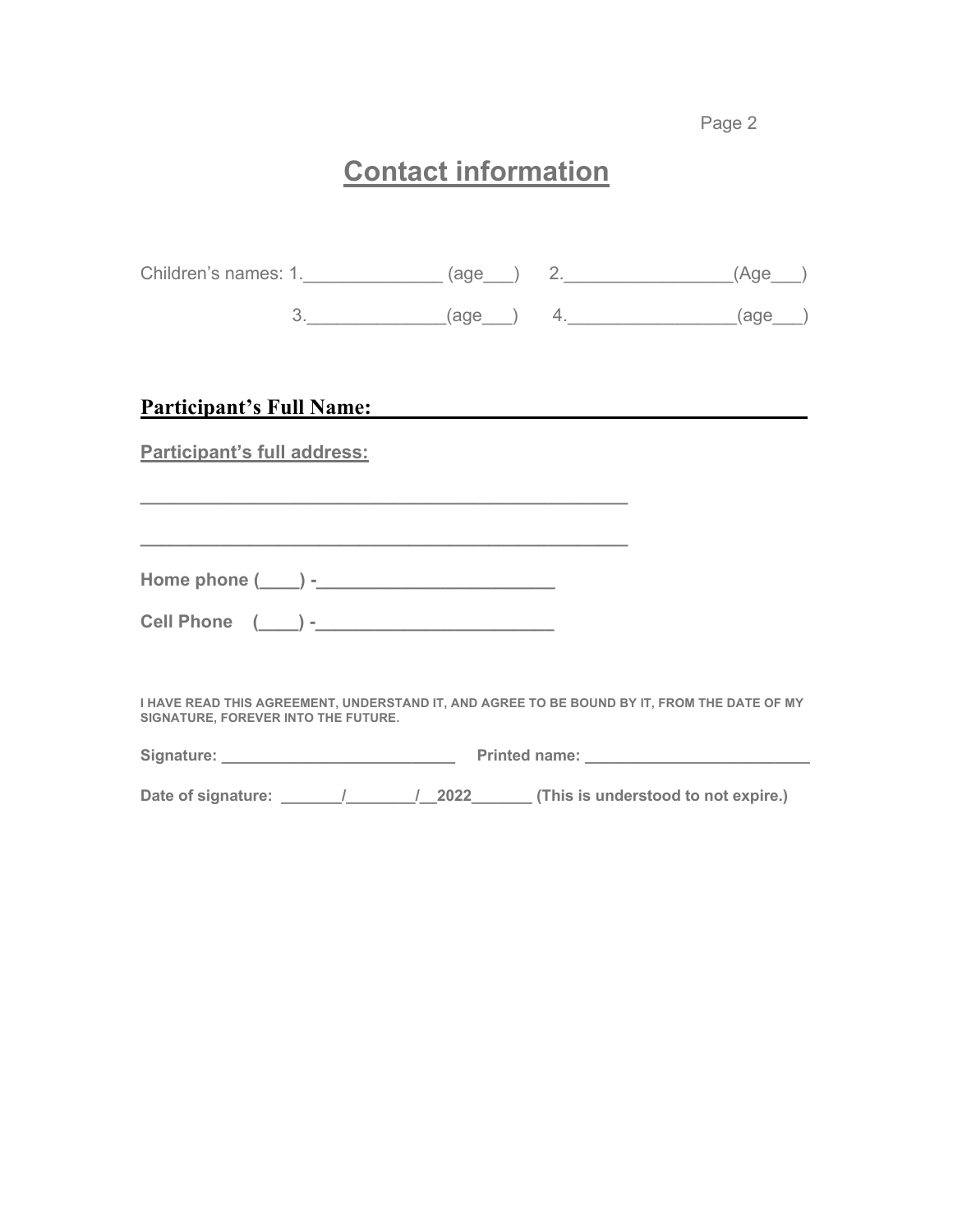# Contact information

Children's names: 1.______________ (age___)    2.________________(Age___)

3.______________(age___)    4.________________(age___)

**Participant's Full Name:** ________________________________________

**Participant's full address:**

__________________________________________________

__________________________________________________

**Home phone (____) -________________________**

**Cell Phone (____) -________________________**

**I HAVE READ THIS AGREEMENT, UNDERSTAND IT, AND AGREE TO BE BOUND BY IT, FROM THE DATE OF MY SIGNATURE, FOREVER INTO THE FUTURE.**

**Signature: ___________________________    Printed name: _________________________**

**Date of signature: _______/________/__2022_______ (This is understood to not expire.)**